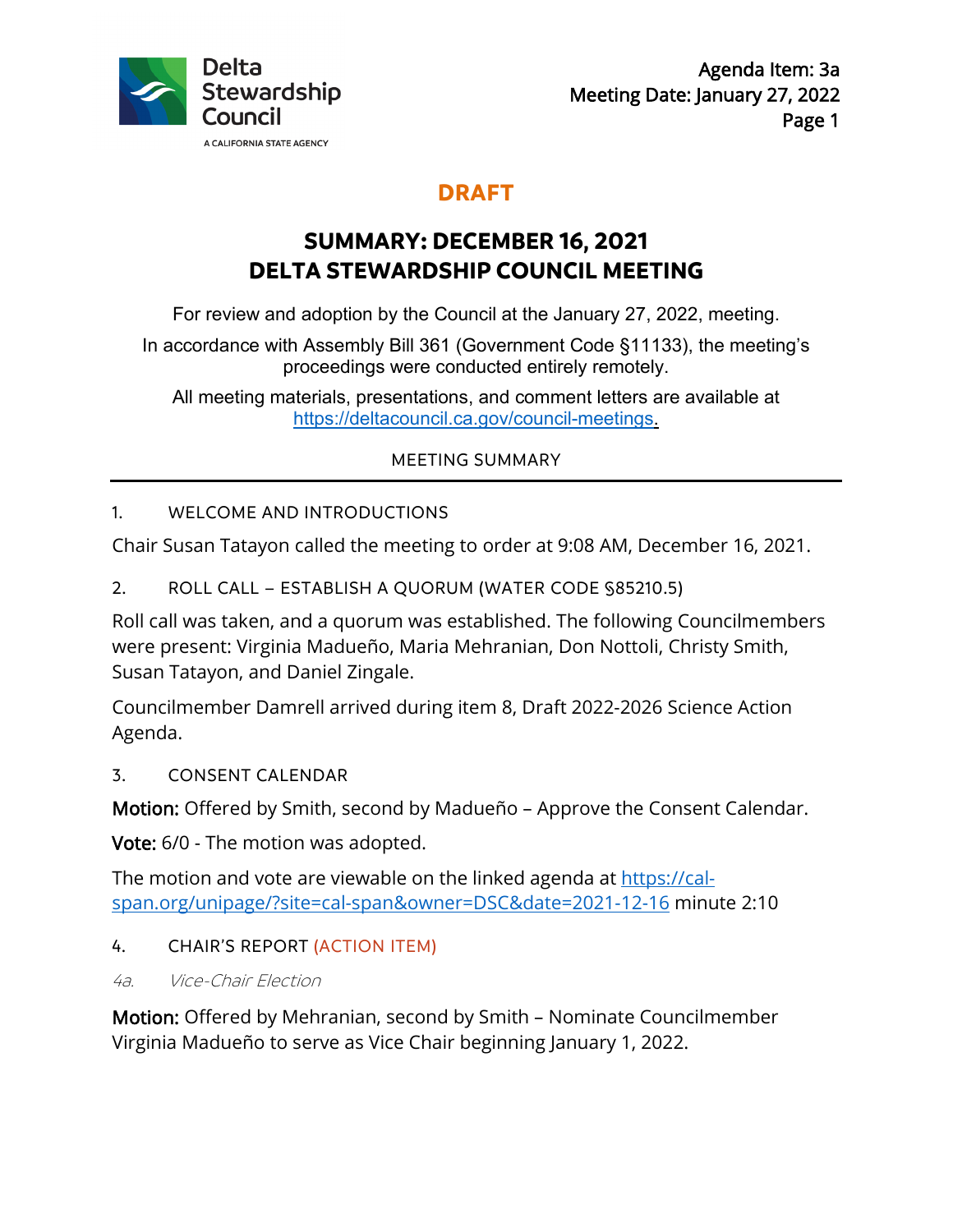Delta Stewardship Council

A CALIFORNIA STATE AGENCY

Agenda Item: 3a
Meeting Date: January 27, 2022

**DRAFT**

# SUMMARY: DECEMBER 16, 2021 DELTA STEWARDSHIP COUNCIL MEETING

For review and adoption by the Council at the January 27, 2022, meeting.

In accordance with Assembly Bill 361 (Government Code §11133), the meeting's proceedings were conducted entirely remotely.

All meeting materials, presentations, and comment letters are available at https://deltacouncil.ca.gov/council-meetings.

MEETING SUMMARY

## 1. WELCOME AND INTRODUCTIONS

Chair Susan Tatayon called the meeting to order at 9:08 AM, December 16, 2021.

## 2. ROLL CALL – ESTABLISH A QUORUM (WATER CODE §85210.5)

Roll call was taken, and a quorum was established. The following Councilmembers were present: Virginia Madueño, Maria Mehranian, Don Nottoli, Christy Smith, Susan Tatayon, and Daniel Zingale.

Councilmember Damrell arrived during item 8, Draft 2022-2026 Science Action Agenda.

## 3. CONSENT CALENDAR

**Motion:** Offered by Smith, second by Madueño – Approve the Consent Calendar.

**Vote:** 6/0 - The motion was adopted.

The motion and vote are viewable on the linked agenda at https://cal-span.org/unipage/?site=cal-span&owner=DSC&date=2021-12-16 minute 2:10

## 4. CHAIR'S REPORT (ACTION ITEM)

*4a. Vice-Chair Election*

**Motion:** Offered by Mehranian, second by Smith – Nominate Councilmember Virginia Madueño to serve as Vice Chair beginning January 1, 2022.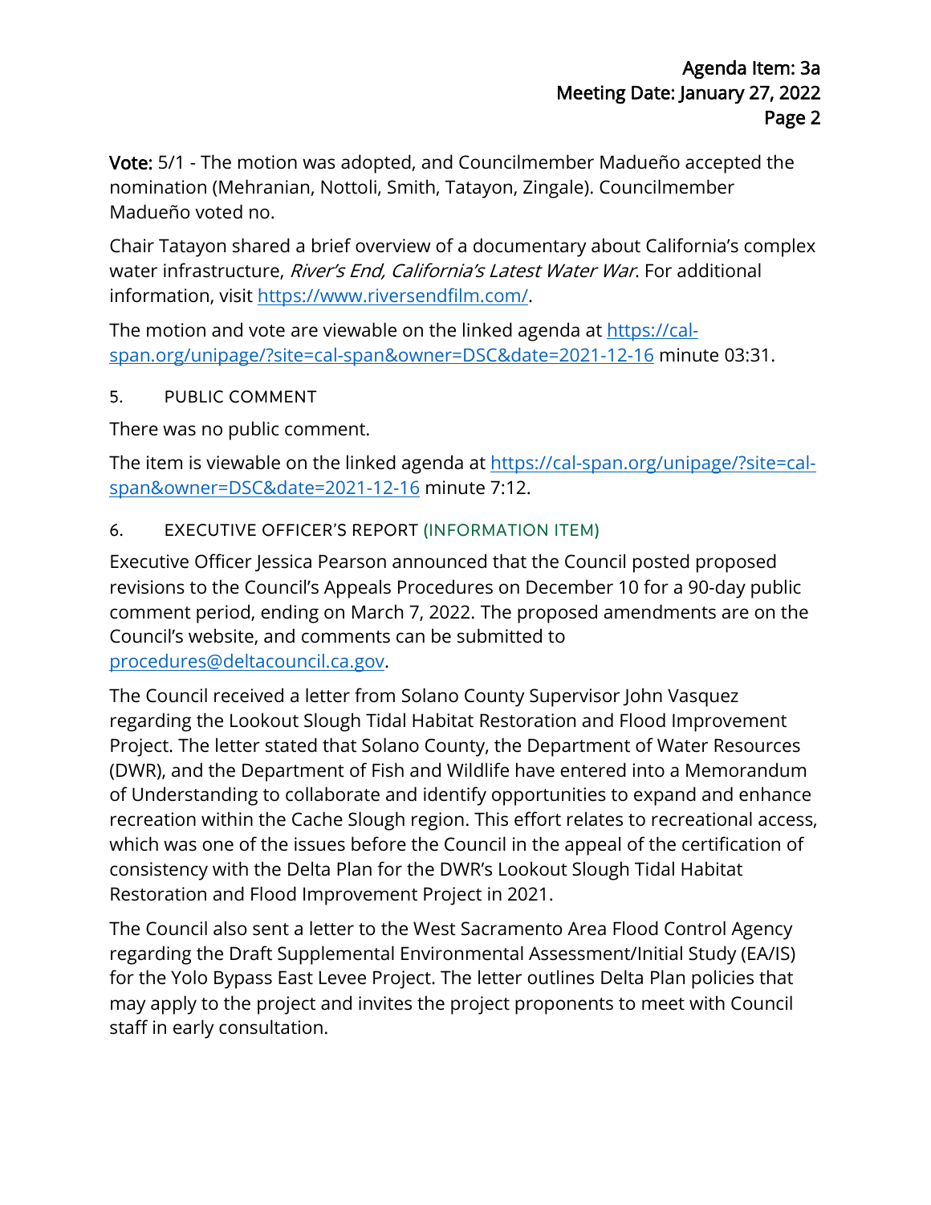**Vote:** 5/1 - The motion was adopted, and Councilmember Madueño accepted the nomination (Mehranian, Nottoli, Smith, Tatayon, Zingale). Councilmember Madueño voted no.

Chair Tatayon shared a brief overview of a documentary about California's complex water infrastructure, *River's End, California's Latest Water War*. For additional information, visit [https://www.riversendfilm.com/](https://www.riversendfilm.com/).

The motion and vote are viewable on the linked agenda at [https://cal-span.org/unipage/?site=cal-span&owner=DSC&date=2021-12-16](https://cal-span.org/unipage/?site=cal-span&owner=DSC&date=2021-12-16) minute 03:31.

## 5. PUBLIC COMMENT

There was no public comment.

The item is viewable on the linked agenda at [https://cal-span.org/unipage/?site=cal-span&owner=DSC&date=2021-12-16](https://cal-span.org/unipage/?site=cal-span&owner=DSC&date=2021-12-16) minute 7:12.

## 6. EXECUTIVE OFFICER'S REPORT (INFORMATION ITEM)

Executive Officer Jessica Pearson announced that the Council posted proposed revisions to the Council's Appeals Procedures on December 10 for a 90-day public comment period, ending on March 7, 2022. The proposed amendments are on the Council's website, and comments can be submitted to [procedures@deltacouncil.ca.gov](mailto:procedures@deltacouncil.ca.gov).

The Council received a letter from Solano County Supervisor John Vasquez regarding the Lookout Slough Tidal Habitat Restoration and Flood Improvement Project. The letter stated that Solano County, the Department of Water Resources (DWR), and the Department of Fish and Wildlife have entered into a Memorandum of Understanding to collaborate and identify opportunities to expand and enhance recreation within the Cache Slough region. This effort relates to recreational access, which was one of the issues before the Council in the appeal of the certification of consistency with the Delta Plan for the DWR's Lookout Slough Tidal Habitat Restoration and Flood Improvement Project in 2021.

The Council also sent a letter to the West Sacramento Area Flood Control Agency regarding the Draft Supplemental Environmental Assessment/Initial Study (EA/IS) for the Yolo Bypass East Levee Project. The letter outlines Delta Plan policies that may apply to the project and invites the project proponents to meet with Council staff in early consultation.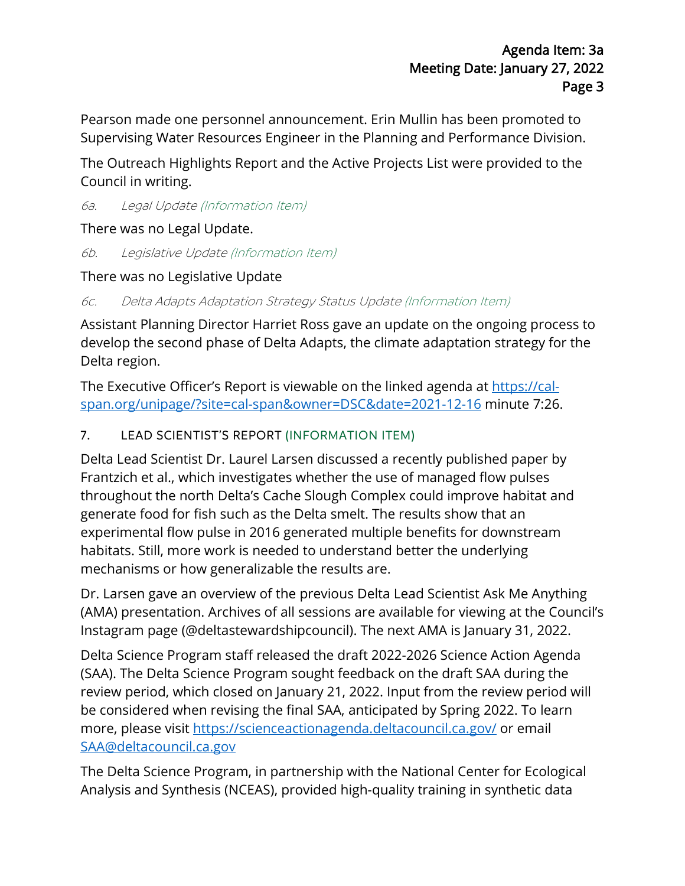Pearson made one personnel announcement. Erin Mullin has been promoted to Supervising Water Resources Engineer in the Planning and Performance Division.

The Outreach Highlights Report and the Active Projects List were provided to the Council in writing.

*6a. Legal Update (Information Item)*

There was no Legal Update.

*6b. Legislative Update (Information Item)*

There was no Legislative Update

*6c. Delta Adapts Adaptation Strategy Status Update (Information Item)*

Assistant Planning Director Harriet Ross gave an update on the ongoing process to develop the second phase of Delta Adapts, the climate adaptation strategy for the Delta region.

The Executive Officer's Report is viewable on the linked agenda at [https://cal-span.org/unipage/?site=cal-span&owner=DSC&date=2021-12-16](https://cal-span.org/unipage/?site=cal-span&owner=DSC&date=2021-12-16) minute 7:26.

## 7. LEAD SCIENTIST'S REPORT (INFORMATION ITEM)

Delta Lead Scientist Dr. Laurel Larsen discussed a recently published paper by Frantzich et al., which investigates whether the use of managed flow pulses throughout the north Delta's Cache Slough Complex could improve habitat and generate food for fish such as the Delta smelt. The results show that an experimental flow pulse in 2016 generated multiple benefits for downstream habitats. Still, more work is needed to understand better the underlying mechanisms or how generalizable the results are.

Dr. Larsen gave an overview of the previous Delta Lead Scientist Ask Me Anything (AMA) presentation. Archives of all sessions are available for viewing at the Council's Instagram page (@deltastewardshipcouncil). The next AMA is January 31, 2022.

Delta Science Program staff released the draft 2022-2026 Science Action Agenda (SAA). The Delta Science Program sought feedback on the draft SAA during the review period, which closed on January 21, 2022. Input from the review period will be considered when revising the final SAA, anticipated by Spring 2022. To learn more, please visit [https://scienceactionagenda.deltacouncil.ca.gov/](https://scienceactionagenda.deltacouncil.ca.gov/) or email [SAA@deltacouncil.ca.gov](mailto:SAA@deltacouncil.ca.gov)

The Delta Science Program, in partnership with the National Center for Ecological Analysis and Synthesis (NCEAS), provided high-quality training in synthetic data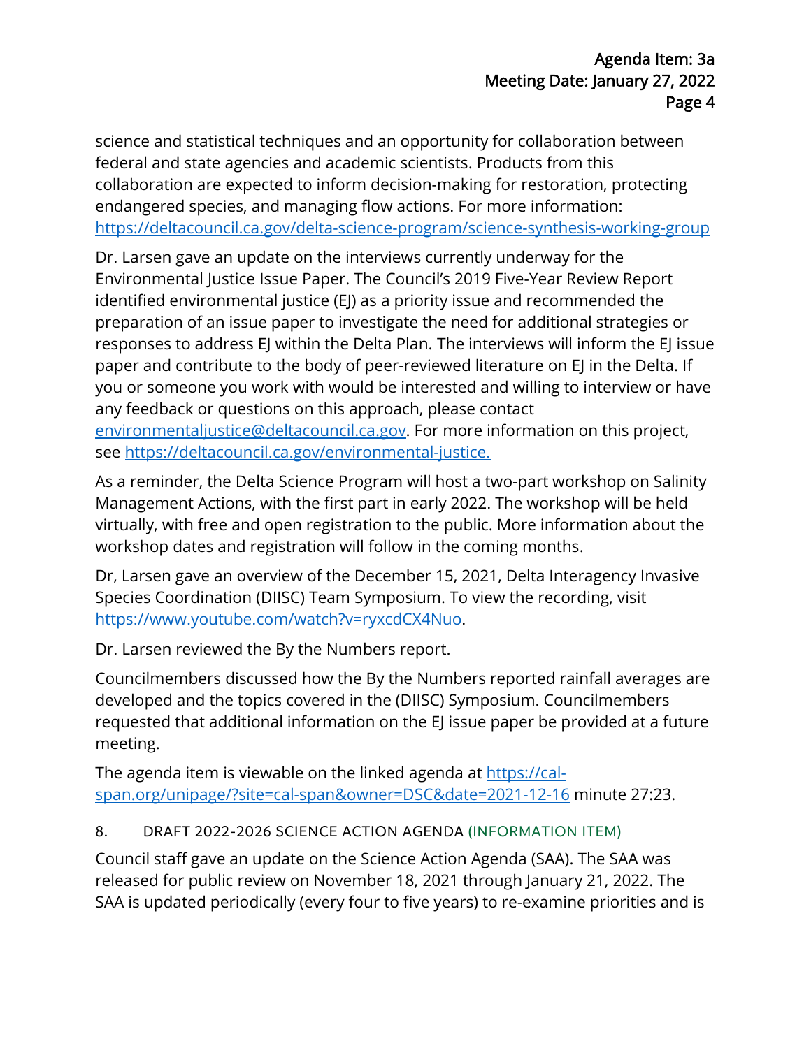science and statistical techniques and an opportunity for collaboration between federal and state agencies and academic scientists. Products from this collaboration are expected to inform decision-making for restoration, protecting endangered species, and managing flow actions. For more information: https://deltacouncil.ca.gov/delta-science-program/science-synthesis-working-group

Dr. Larsen gave an update on the interviews currently underway for the Environmental Justice Issue Paper. The Council's 2019 Five-Year Review Report identified environmental justice (EJ) as a priority issue and recommended the preparation of an issue paper to investigate the need for additional strategies or responses to address EJ within the Delta Plan. The interviews will inform the EJ issue paper and contribute to the body of peer-reviewed literature on EJ in the Delta. If you or someone you work with would be interested and willing to interview or have any feedback or questions on this approach, please contact environmentaljustice@deltacouncil.ca.gov. For more information on this project, see https://deltacouncil.ca.gov/environmental-justice.

As a reminder, the Delta Science Program will host a two-part workshop on Salinity Management Actions, with the first part in early 2022. The workshop will be held virtually, with free and open registration to the public. More information about the workshop dates and registration will follow in the coming months.

Dr, Larsen gave an overview of the December 15, 2021, Delta Interagency Invasive Species Coordination (DIISC) Team Symposium. To view the recording, visit https://www.youtube.com/watch?v=ryxcdCX4Nuo.

Dr. Larsen reviewed the By the Numbers report.

Councilmembers discussed how the By the Numbers reported rainfall averages are developed and the topics covered in the (DIISC) Symposium. Councilmembers requested that additional information on the EJ issue paper be provided at a future meeting.

The agenda item is viewable on the linked agenda at https://cal-span.org/unipage/?site=cal-span&owner=DSC&date=2021-12-16 minute 27:23.

## 8. DRAFT 2022-2026 SCIENCE ACTION AGENDA (INFORMATION ITEM)

Council staff gave an update on the Science Action Agenda (SAA). The SAA was released for public review on November 18, 2021 through January 21, 2022. The SAA is updated periodically (every four to five years) to re-examine priorities and is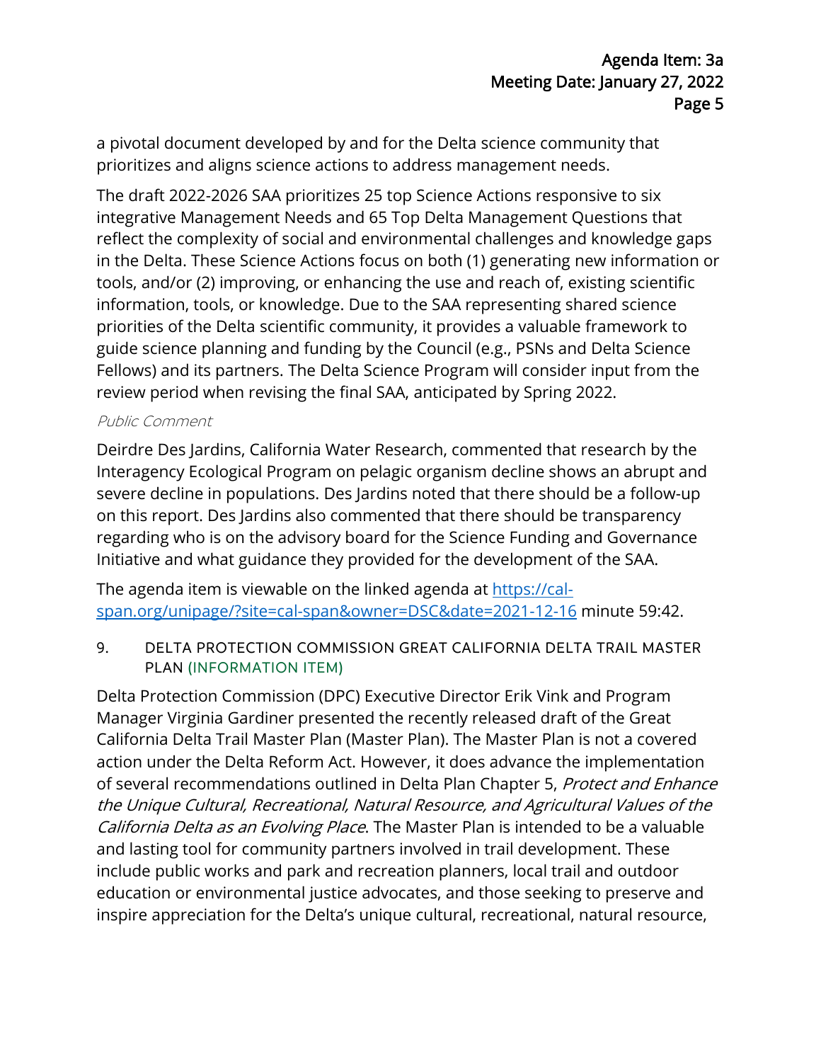a pivotal document developed by and for the Delta science community that prioritizes and aligns science actions to address management needs.

The draft 2022-2026 SAA prioritizes 25 top Science Actions responsive to six integrative Management Needs and 65 Top Delta Management Questions that reflect the complexity of social and environmental challenges and knowledge gaps in the Delta. These Science Actions focus on both (1) generating new information or tools, and/or (2) improving, or enhancing the use and reach of, existing scientific information, tools, or knowledge. Due to the SAA representing shared science priorities of the Delta scientific community, it provides a valuable framework to guide science planning and funding by the Council (e.g., PSNs and Delta Science Fellows) and its partners. The Delta Science Program will consider input from the review period when revising the final SAA, anticipated by Spring 2022.

*Public Comment*

Deirdre Des Jardins, California Water Research, commented that research by the Interagency Ecological Program on pelagic organism decline shows an abrupt and severe decline in populations. Des Jardins noted that there should be a follow-up on this report. Des Jardins also commented that there should be transparency regarding who is on the advisory board for the Science Funding and Governance Initiative and what guidance they provided for the development of the SAA.

The agenda item is viewable on the linked agenda at [https://cal-span.org/unipage/?site=cal-span&owner=DSC&date=2021-12-16](https://cal-span.org/unipage/?site=cal-span&owner=DSC&date=2021-12-16) minute 59:42.

### 9. DELTA PROTECTION COMMISSION GREAT CALIFORNIA DELTA TRAIL MASTER PLAN (INFORMATION ITEM)

Delta Protection Commission (DPC) Executive Director Erik Vink and Program Manager Virginia Gardiner presented the recently released draft of the Great California Delta Trail Master Plan (Master Plan). The Master Plan is not a covered action under the Delta Reform Act. However, it does advance the implementation of several recommendations outlined in Delta Plan Chapter 5, *Protect and Enhance the Unique Cultural, Recreational, Natural Resource, and Agricultural Values of the California Delta as an Evolving Place*. The Master Plan is intended to be a valuable and lasting tool for community partners involved in trail development. These include public works and park and recreation planners, local trail and outdoor education or environmental justice advocates, and those seeking to preserve and inspire appreciation for the Delta's unique cultural, recreational, natural resource,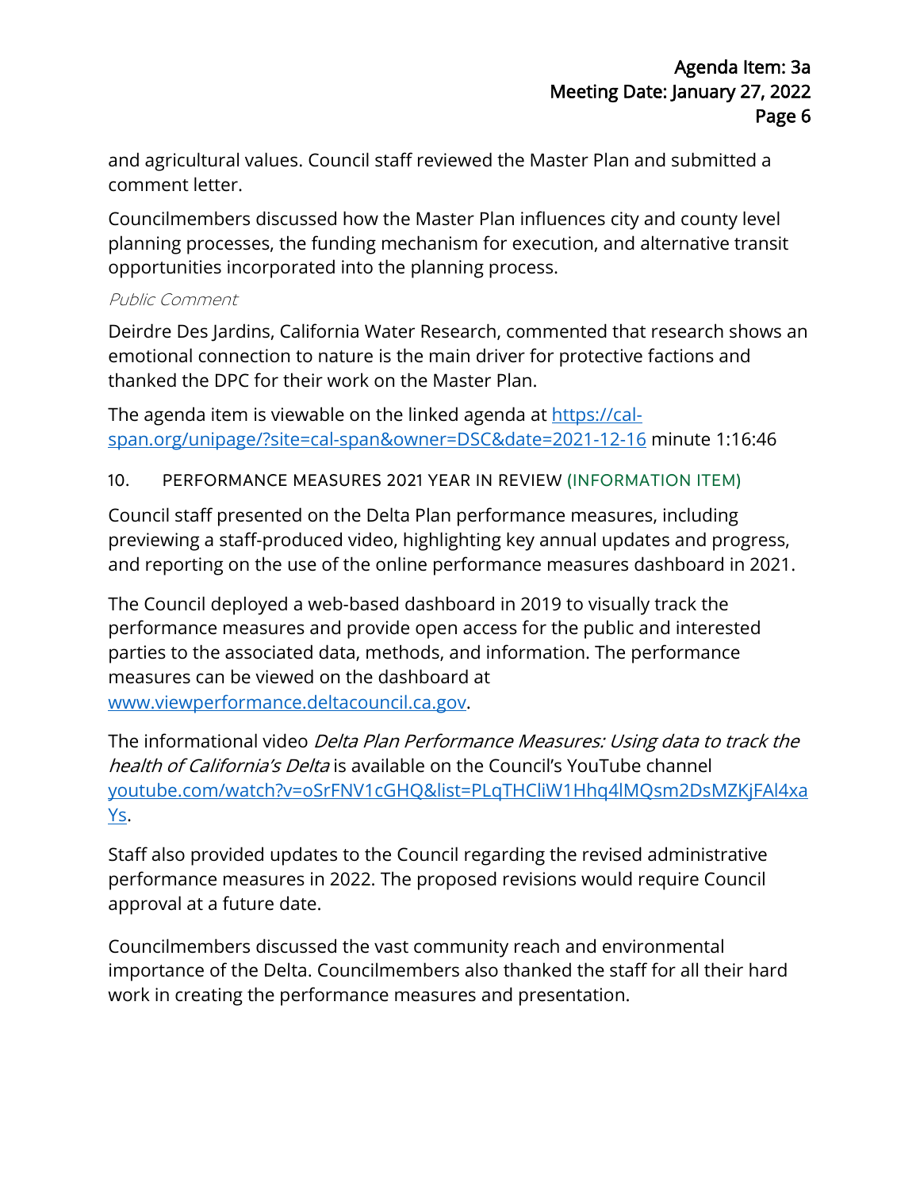and agricultural values. Council staff reviewed the Master Plan and submitted a comment letter.

Councilmembers discussed how the Master Plan influences city and county level planning processes, the funding mechanism for execution, and alternative transit opportunities incorporated into the planning process.

*Public Comment*

Deirdre Des Jardins, California Water Research, commented that research shows an emotional connection to nature is the main driver for protective factions and thanked the DPC for their work on the Master Plan.

The agenda item is viewable on the linked agenda at [https://cal-span.org/unipage/?site=cal-span&owner=DSC&date=2021-12-16](https://cal-span.org/unipage/?site=cal-span&owner=DSC&date=2021-12-16) minute 1:16:46

### 10. PERFORMANCE MEASURES 2021 YEAR IN REVIEW (INFORMATION ITEM)

Council staff presented on the Delta Plan performance measures, including previewing a staff-produced video, highlighting key annual updates and progress, and reporting on the use of the online performance measures dashboard in 2021.

The Council deployed a web-based dashboard in 2019 to visually track the performance measures and provide open access for the public and interested parties to the associated data, methods, and information. The performance measures can be viewed on the dashboard at [www.viewperformance.deltacouncil.ca.gov](www.viewperformance.deltacouncil.ca.gov).

The informational video *Delta Plan Performance Measures: Using data to track the health of California's Delta* is available on the Council's YouTube channel [youtube.com/watch?v=oSrFNV1cGHQ&list=PLqTHCliW1Hhq4lMQsm2DsMZKjFAl4xaYs](youtube.com/watch?v=oSrFNV1cGHQ&list=PLqTHCliW1Hhq4lMQsm2DsMZKjFAl4xaYs).

Staff also provided updates to the Council regarding the revised administrative performance measures in 2022. The proposed revisions would require Council approval at a future date.

Councilmembers discussed the vast community reach and environmental importance of the Delta. Councilmembers also thanked the staff for all their hard work in creating the performance measures and presentation.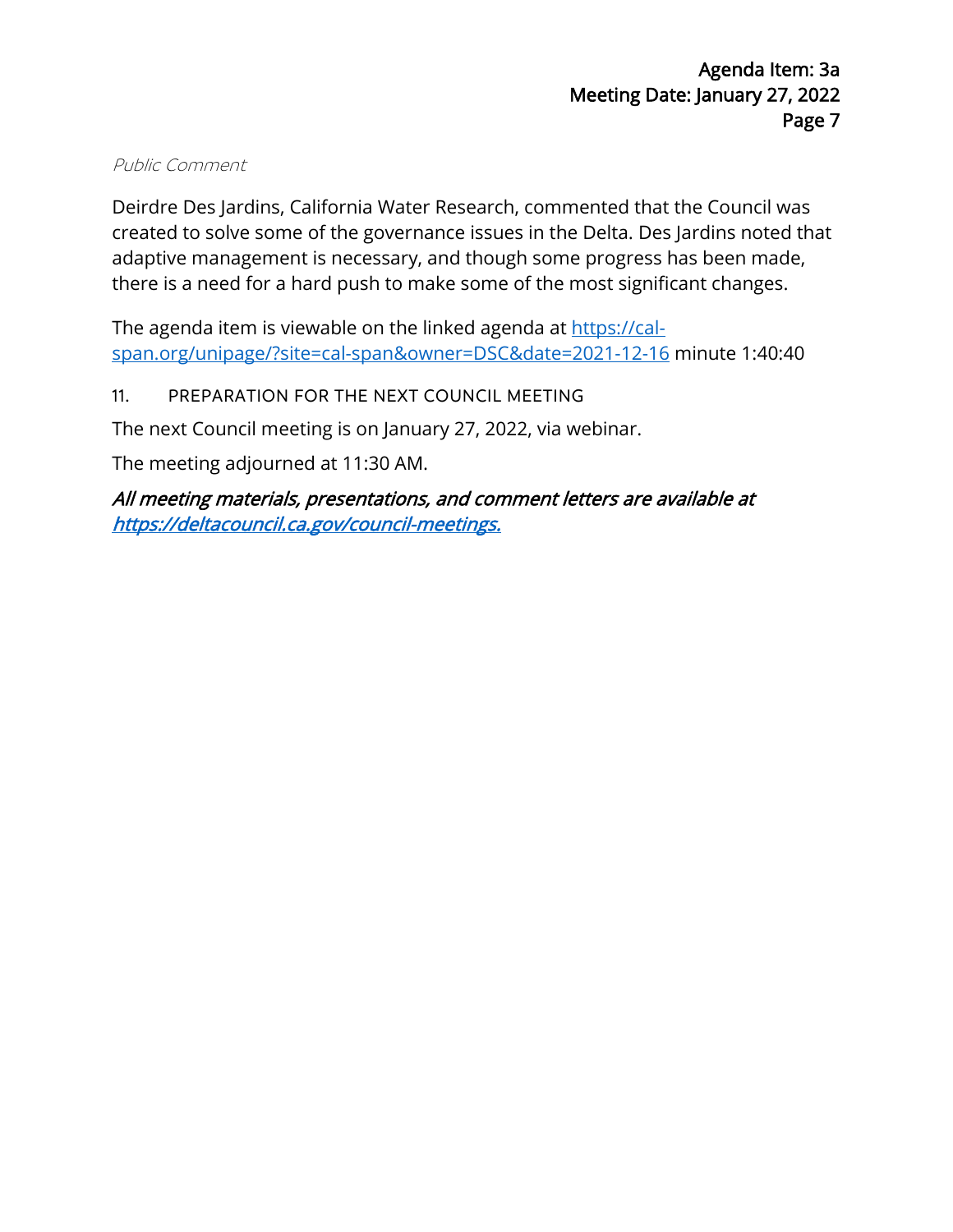*Public Comment*

Deirdre Des Jardins, California Water Research, commented that the Council was created to solve some of the governance issues in the Delta. Des Jardins noted that adaptive management is necessary, and though some progress has been made, there is a need for a hard push to make some of the most significant changes.

The agenda item is viewable on the linked agenda at [https://cal-span.org/unipage/?site=cal-span&owner=DSC&date=2021-12-16](https://cal-span.org/unipage/?site=cal-span&owner=DSC&date=2021-12-16) minute 1:40:40

## 11. PREPARATION FOR THE NEXT COUNCIL MEETING

The next Council meeting is on January 27, 2022, via webinar.

The meeting adjourned at 11:30 AM.

***All meeting materials, presentations, and comment letters are available at [https://deltacouncil.ca.gov/council-meetings.](https://deltacouncil.ca.gov/council-meetings)***